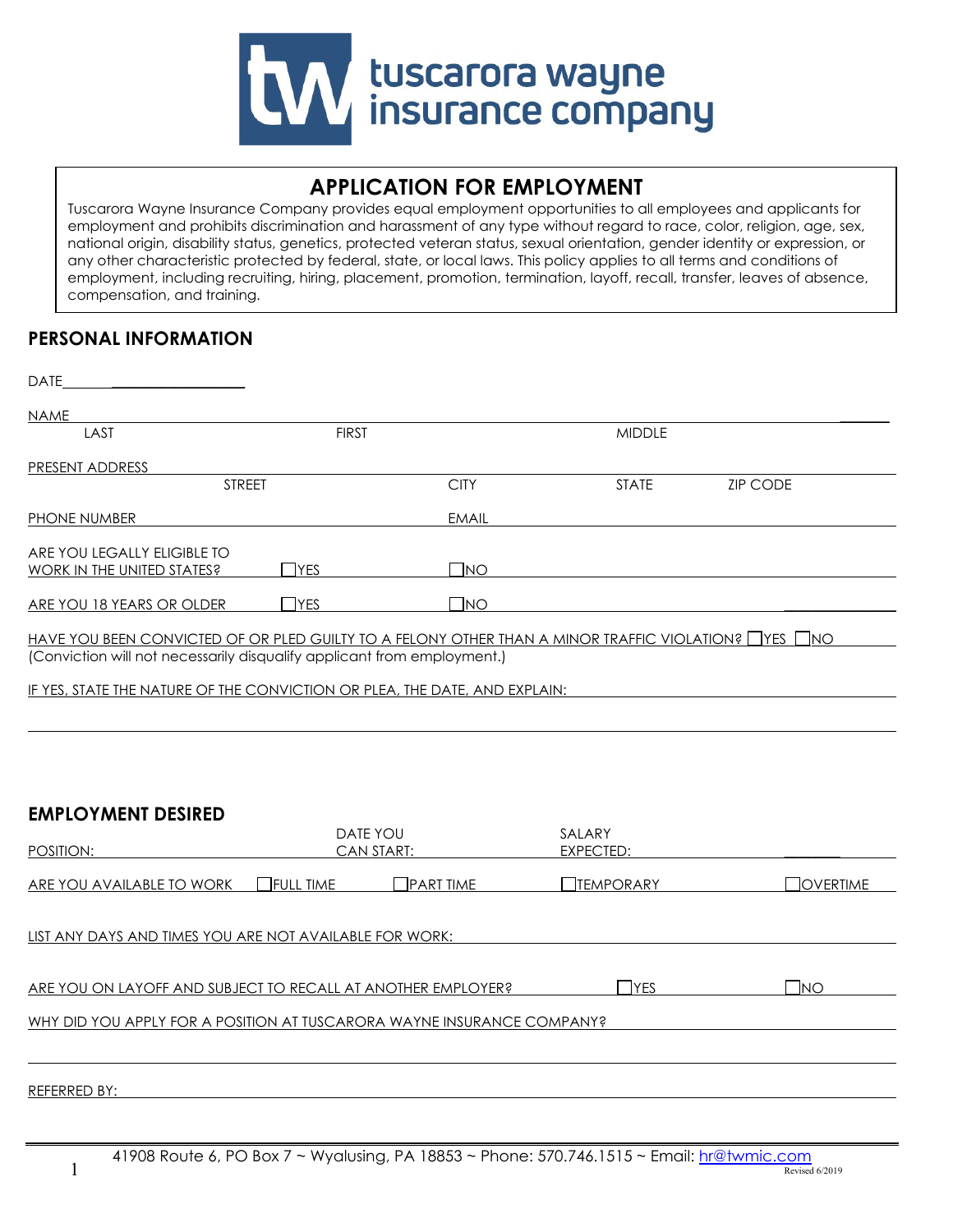tuscarora wayne insurance company

## APPLICATION FOR EMPLOYMENT

Tuscarora Wayne Insurance Company provides equal employment opportunities to all employees and applicants for employment and prohibits discrimination and harassment of any type without regard to race, color, religion, age, sex, national origin, disability status, genetics, protected veteran status, sexual orientation, gender identity or expression, or any other characteristic protected by federal, state, or local laws. This policy applies to all terms and conditions of employment, including recruiting, hiring, placement, promotion, termination, layoff, recall, transfer, leaves of absence, compensation, and training.

## PERSONAL INFORMATION

DATE ____________________

NAME ______________________________________________
LAST FIRST MIDDLE

PRESENT ADDRESS ______________________________________________
STREET CITY STATE ZIP CODE

PHONE NUMBER ____________________ EMAIL ____________________

ARE YOU LEGALLY ELIGIBLE TO WORK IN THE UNITED STATES? ☐ YES ☐ NO

ARE YOU 18 YEARS OR OLDER ☐ YES ☐ NO

HAVE YOU BEEN CONVICTED OF OR PLED GUILTY TO A FELONY OTHER THAN A MINOR TRAFFIC VIOLATION? ☐ YES ☐ NO
(Conviction will not necessarily disqualify applicant from employment.)

IF YES, STATE THE NATURE OF THE CONVICTION OR PLEA, THE DATE, AND EXPLAIN:

______________________________________________

## EMPLOYMENT DESIRED

POSITION: ____________ DATE YOU CAN START: ____________ SALARY EXPECTED: ____________

ARE YOU AVAILABLE TO WORK ☐ FULL TIME ☐ PART TIME ☐ TEMPORARY ☐ OVERTIME

LIST ANY DAYS AND TIMES YOU ARE NOT AVAILABLE FOR WORK: ____________________

ARE YOU ON LAYOFF AND SUBJECT TO RECALL AT ANOTHER EMPLOYER? ☐ YES ☐ NO

WHY DID YOU APPLY FOR A POSITION AT TUSCARORA WAYNE INSURANCE COMPANY? ____________________

______________________________________________

REFERRED BY: ____________________

41908 Route 6, PO Box 7 ~ Wyalusing, PA 18853 ~ Phone: 570.746.1515 ~ Email: hr@twmic.com

Revised 6/2019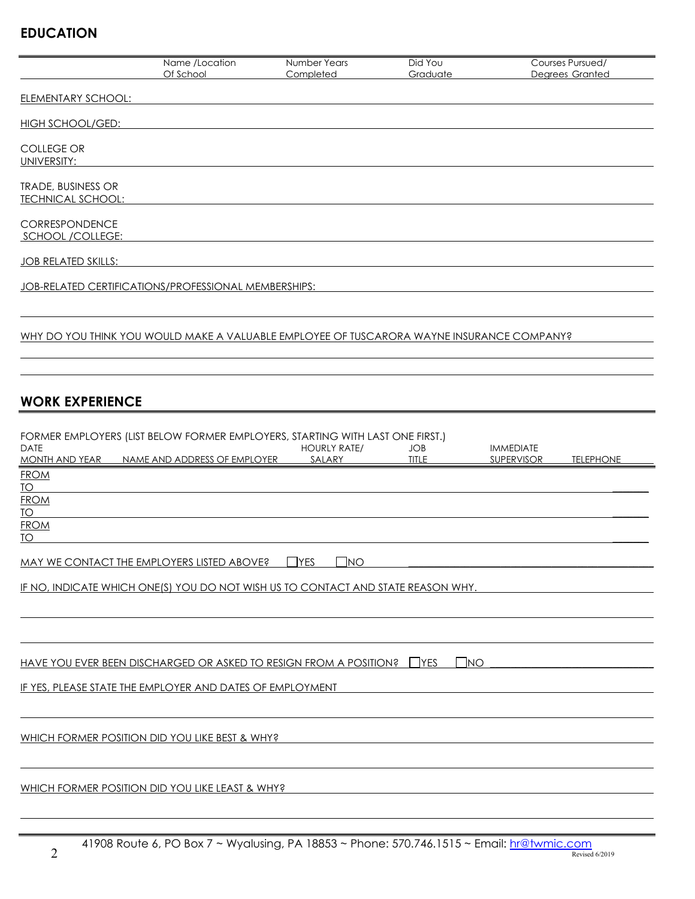## EDUCATION

| | Name /Location Of School | Number Years Completed | Did You Graduate | Courses Pursued/ Degrees Granted |
|---|---|---|---|---|
| ELEMENTARY SCHOOL: | | | | |
| HIGH SCHOOL/GED: | | | | |
| COLLEGE OR UNIVERSITY: | | | | |
| TRADE, BUSINESS OR TECHNICAL SCHOOL: | | | | |
| CORRESPONDENCE SCHOOL /COLLEGE: | | | | |

JOB RELATED SKILLS:

JOB-RELATED CERTIFICATIONS/PROFESSIONAL MEMBERSHIPS:

WHY DO YOU THINK YOU WOULD MAKE A VALUABLE EMPLOYEE OF TUSCARORA WAYNE INSURANCE COMPANY?

## WORK EXPERIENCE

FORMER EMPLOYERS (LIST BELOW FORMER EMPLOYERS, STARTING WITH LAST ONE FIRST.)

| DATE MONTH AND YEAR | NAME AND ADDRESS OF EMPLOYER | HOURLY RATE/ SALARY | JOB TITLE | IMMEDIATE SUPERVISOR | TELEPHONE |
|---|---|---|---|---|---|
| FROM | | | | | |
| TO | | | | | |
| FROM | | | | | |
| TO | | | | | |
| FROM | | | | | |
| TO | | | | | |

MAY WE CONTACT THE EMPLOYERS LISTED ABOVE? ☐ YES ☐ NO

IF NO, INDICATE WHICH ONE(S) YOU DO NOT WISH US TO CONTACT AND STATE REASON WHY.

HAVE YOU EVER BEEN DISCHARGED OR ASKED TO RESIGN FROM A POSITION? ☐ YES ☐ NO

IF YES, PLEASE STATE THE EMPLOYER AND DATES OF EMPLOYMENT

WHICH FORMER POSITION DID YOU LIKE BEST & WHY?

WHICH FORMER POSITION DID YOU LIKE LEAST & WHY?

41908 Route 6, PO Box 7 ~ Wyalusing, PA 18853 ~ Phone: 570.746.1515 ~ Email: hr@twmic.com

Revised 6/2019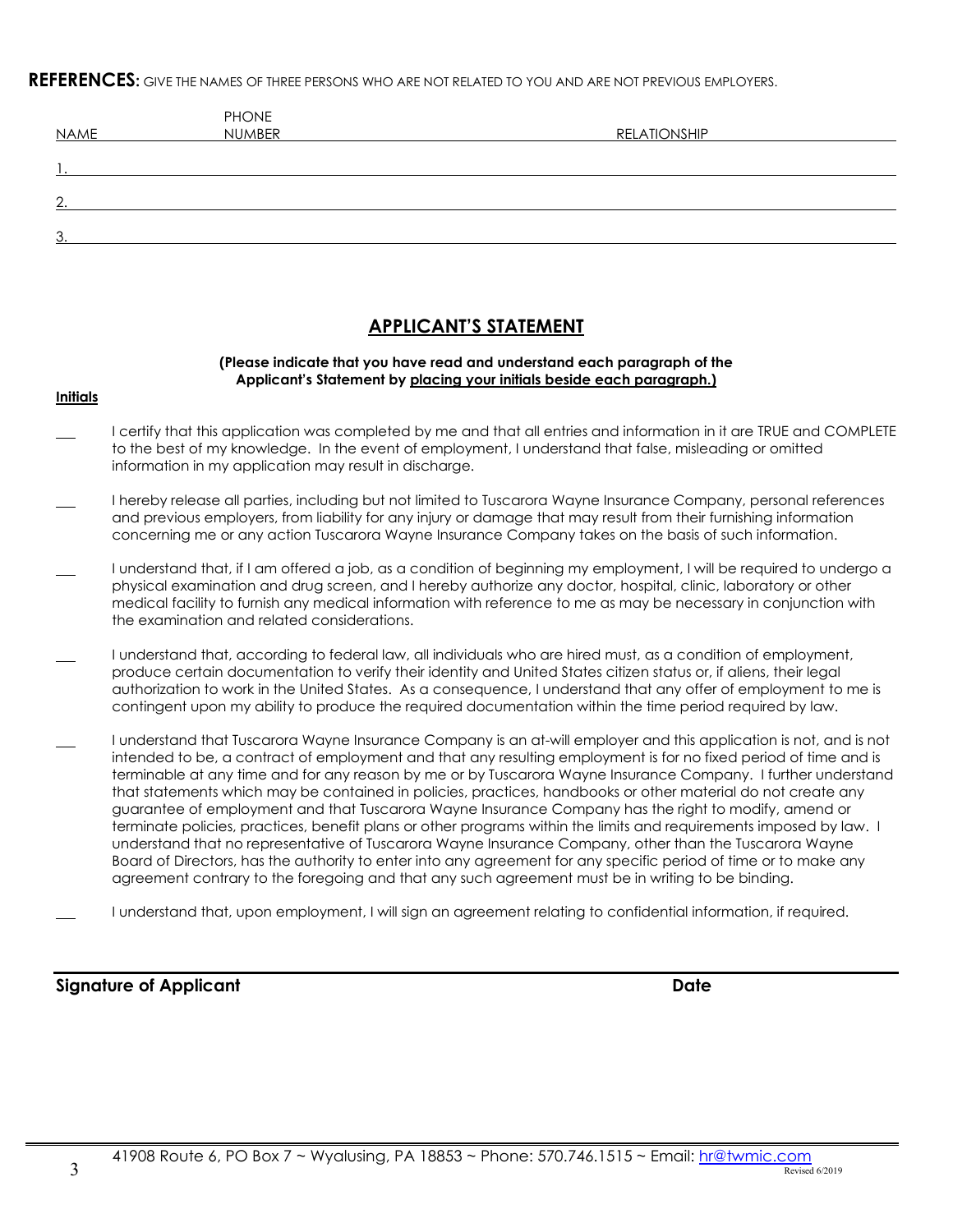**REFERENCES:** GIVE THE NAMES OF THREE PERSONS WHO ARE NOT RELATED TO YOU AND ARE NOT PREVIOUS EMPLOYERS.

| NAME | PHONE NUMBER | RELATIONSHIP |
| --- | --- | --- |
| 1. | | |
| 2. | | |
| 3. | | |

## APPLICANT'S STATEMENT

**(Please indicate that you have read and understand each paragraph of the Applicant's Statement by placing your initials beside each paragraph.)**

**Initials**

___ I certify that this application was completed by me and that all entries and information in it are TRUE and COMPLETE to the best of my knowledge. In the event of employment, I understand that false, misleading or omitted information in my application may result in discharge.

___ I hereby release all parties, including but not limited to Tuscarora Wayne Insurance Company, personal references and previous employers, from liability for any injury or damage that may result from their furnishing information concerning me or any action Tuscarora Wayne Insurance Company takes on the basis of such information.

___ I understand that, if I am offered a job, as a condition of beginning my employment, I will be required to undergo a physical examination and drug screen, and I hereby authorize any doctor, hospital, clinic, laboratory or other medical facility to furnish any medical information with reference to me as may be necessary in conjunction with the examination and related considerations.

___ I understand that, according to federal law, all individuals who are hired must, as a condition of employment, produce certain documentation to verify their identity and United States citizen status or, if aliens, their legal authorization to work in the United States. As a consequence, I understand that any offer of employment to me is contingent upon my ability to produce the required documentation within the time period required by law.

___ I understand that Tuscarora Wayne Insurance Company is an at-will employer and this application is not, and is not intended to be, a contract of employment and that any resulting employment is for no fixed period of time and is terminable at any time and for any reason by me or by Tuscarora Wayne Insurance Company. I further understand that statements which may be contained in policies, practices, handbooks or other material do not create any guarantee of employment and that Tuscarora Wayne Insurance Company has the right to modify, amend or terminate policies, practices, benefit plans or other programs within the limits and requirements imposed by law. I understand that no representative of Tuscarora Wayne Insurance Company, other than the Tuscarora Wayne Board of Directors, has the authority to enter into any agreement for any specific period of time or to make any agreement contrary to the foregoing and that any such agreement must be in writing to be binding.

___ I understand that, upon employment, I will sign an agreement relating to confidential information, if required.

**Signature of Applicant** **Date**

41908 Route 6, PO Box 7 ~ Wyalusing, PA 18853 ~ Phone: 570.746.1515 ~ Email: hr@twmic.com

Revised 6/2019